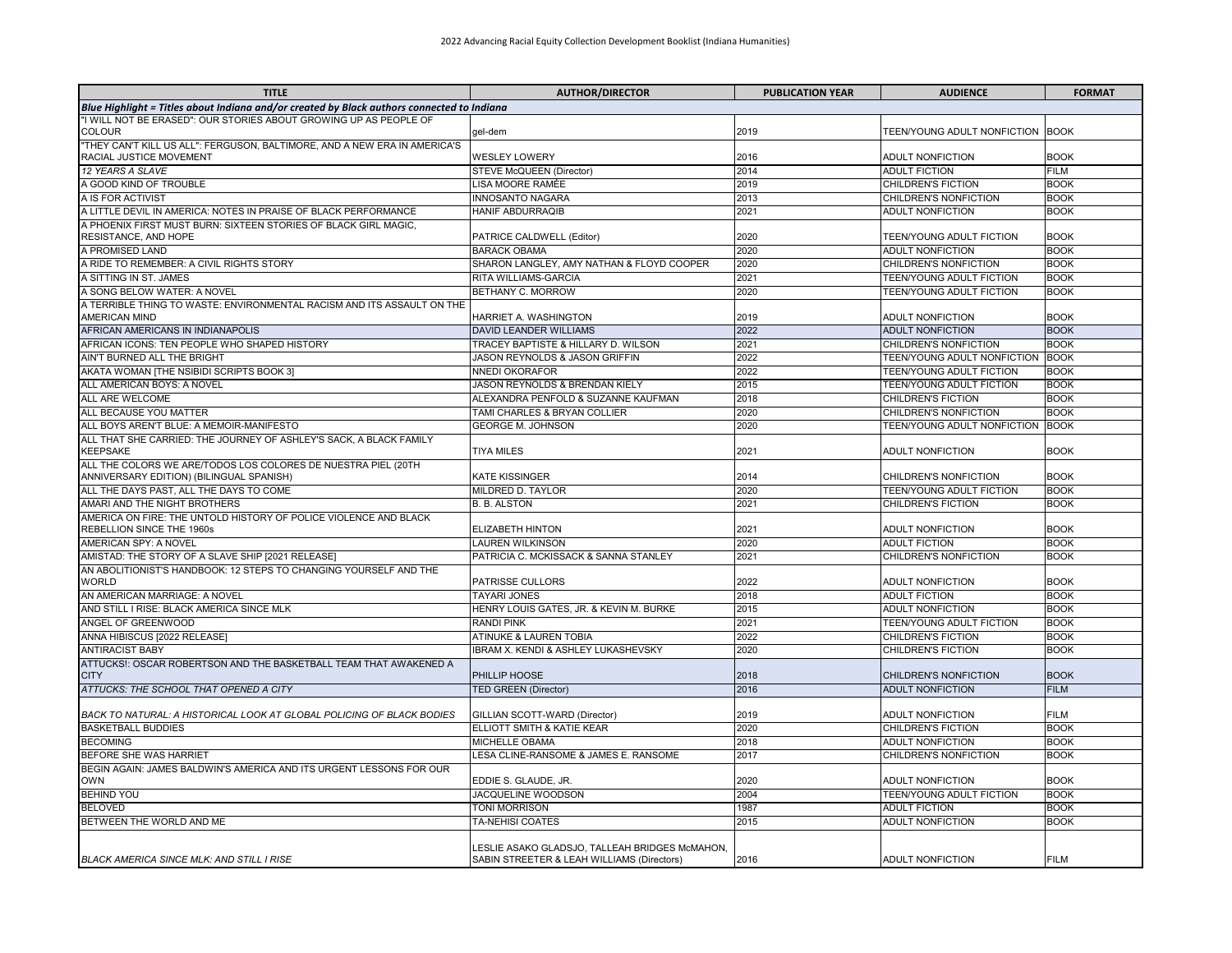# 2022 Advancing Racial Equity Collection Development Booklist (Indiana Humanities)

| TITLE | AUTHOR/DIRECTOR | PUBLICATION YEAR | AUDIENCE | FORMAT |
|---|---|---|---|---|
| ***Blue Highlight = Titles about Indiana and/or created by Black authors connected to Indiana*** | | | | |
| "I WILL NOT BE ERASED": OUR STORIES ABOUT GROWING UP AS PEOPLE OF COLOUR | gel-dem | 2019 | TEEN/YOUNG ADULT NONFICTION | BOOK |
| "THEY CAN'T KILL US ALL": FERGUSON, BALTIMORE, AND A NEW ERA IN AMERICA'S RACIAL JUSTICE MOVEMENT | WESLEY LOWERY | 2016 | ADULT NONFICTION | BOOK |
| *12 YEARS A SLAVE* | STEVE McQUEEN (Director) | 2014 | ADULT FICTION | FILM |
| A GOOD KIND OF TROUBLE | LISA MOORE RAMÉE | 2019 | CHILDREN'S FICTION | BOOK |
| A IS FOR ACTIVIST | INNOSANTO NAGARA | 2013 | CHILDREN'S NONFICTION | BOOK |
| A LITTLE DEVIL IN AMERICA: NOTES IN PRAISE OF BLACK PERFORMANCE | HANIF ABDURRAQIB | 2021 | ADULT NONFICTION | BOOK |
| A PHOENIX FIRST MUST BURN: SIXTEEN STORIES OF BLACK GIRL MAGIC, RESISTANCE, AND HOPE | PATRICE CALDWELL (Editor) | 2020 | TEEN/YOUNG ADULT FICTION | BOOK |
| A PROMISED LAND | BARACK OBAMA | 2020 | ADULT NONFICTION | BOOK |
| A RIDE TO REMEMBER: A CIVIL RIGHTS STORY | SHARON LANGLEY, AMY NATHAN & FLOYD COOPER | 2020 | CHILDREN'S NONFICTION | BOOK |
| A SITTING IN ST. JAMES | RITA WILLIAMS-GARCIA | 2021 | TEEN/YOUNG ADULT FICTION | BOOK |
| A SONG BELOW WATER: A NOVEL | BETHANY C. MORROW | 2020 | TEEN/YOUNG ADULT FICTION | BOOK |
| A TERRIBLE THING TO WASTE: ENVIRONMENTAL RACISM AND ITS ASSAULT ON THE AMERICAN MIND | HARRIET A. WASHINGTON | 2019 | ADULT NONFICTION | BOOK |
| AFRICAN AMERICANS IN INDIANAPOLIS | DAVID LEANDER WILLIAMS | 2022 | ADULT NONFICTION | BOOK |
| AFRICAN ICONS: TEN PEOPLE WHO SHAPED HISTORY | TRACEY BAPTISTE & HILLARY D. WILSON | 2021 | CHILDREN'S NONFICTION | BOOK |
| AIN'T BURNED ALL THE BRIGHT | JASON REYNOLDS & JASON GRIFFIN | 2022 | TEEN/YOUNG ADULT NONFICTION | BOOK |
| AKATA WOMAN [THE NSIBIDI SCRIPTS BOOK 3] | NNEDI OKORAFOR | 2022 | TEEN/YOUNG ADULT FICTION | BOOK |
| ALL AMERICAN BOYS: A NOVEL | JASON REYNOLDS & BRENDAN KIELY | 2015 | TEEN/YOUNG ADULT FICTION | BOOK |
| ALL ARE WELCOME | ALEXANDRA PENFOLD & SUZANNE KAUFMAN | 2018 | CHILDREN'S FICTION | BOOK |
| ALL BECAUSE YOU MATTER | TAMI CHARLES & BRYAN COLLIER | 2020 | CHILDREN'S NONFICTION | BOOK |
| ALL BOYS AREN'T BLUE: A MEMOIR-MANIFESTO | GEORGE M. JOHNSON | 2020 | TEEN/YOUNG ADULT NONFICTION | BOOK |
| ALL THAT SHE CARRIED: THE JOURNEY OF ASHLEY'S SACK, A BLACK FAMILY KEEPSAKE | TIYA MILES | 2021 | ADULT NONFICTION | BOOK |
| ALL THE COLORS WE ARE/TODOS LOS COLORES DE NUESTRA PIEL (20TH ANNIVERSARY EDITION) (BILINGUAL SPANISH) | KATE KISSINGER | 2014 | CHILDREN'S NONFICTION | BOOK |
| ALL THE DAYS PAST, ALL THE DAYS TO COME | MILDRED D. TAYLOR | 2020 | TEEN/YOUNG ADULT FICTION | BOOK |
| AMARI AND THE NIGHT BROTHERS | B. B. ALSTON | 2021 | CHILDREN'S FICTION | BOOK |
| AMERICA ON FIRE: THE UNTOLD HISTORY OF POLICE VIOLENCE AND BLACK REBELLION SINCE THE 1960s | ELIZABETH HINTON | 2021 | ADULT NONFICTION | BOOK |
| AMERICAN SPY: A NOVEL | LAUREN WILKINSON | 2020 | ADULT FICTION | BOOK |
| AMISTAD: THE STORY OF A SLAVE SHIP [2021 RELEASE] | PATRICIA C. MCKISSACK & SANNA STANLEY | 2021 | CHILDREN'S NONFICTION | BOOK |
| AN ABOLITIONIST'S HANDBOOK: 12 STEPS TO CHANGING YOURSELF AND THE WORLD | PATRISSE CULLORS | 2022 | ADULT NONFICTION | BOOK |
| AN AMERICAN MARRIAGE: A NOVEL | TAYARI JONES | 2018 | ADULT FICTION | BOOK |
| AND STILL I RISE: BLACK AMERICA SINCE MLK | HENRY LOUIS GATES, JR. & KEVIN M. BURKE | 2015 | ADULT NONFICTION | BOOK |
| ANGEL OF GREENWOOD | RANDI PINK | 2021 | TEEN/YOUNG ADULT FICTION | BOOK |
| ANNA HIBISCUS [2022 RELEASE] | ATINUKE & LAUREN TOBIA | 2022 | CHILDREN'S FICTION | BOOK |
| ANTIRACIST BABY | IBRAM X. KENDI & ASHLEY LUKASHEVSKY | 2020 | CHILDREN'S FICTION | BOOK |
| ATTUCKS!: OSCAR ROBERTSON AND THE BASKETBALL TEAM THAT AWAKENED A CITY | PHILLIP HOOSE | 2018 | CHILDREN'S NONFICTION | BOOK |
| *ATTUCKS: THE SCHOOL THAT OPENED A CITY* | TED GREEN (Director) | 2016 | ADULT NONFICTION | FILM |
| *BACK TO NATURAL: A HISTORICAL LOOK AT GLOBAL POLICING OF BLACK BODIES* | GILLIAN SCOTT-WARD (Director) | 2019 | ADULT NONFICTION | FILM |
| BASKETBALL BUDDIES | ELLIOTT SMITH & KATIE KEAR | 2020 | CHILDREN'S FICTION | BOOK |
| BECOMING | MICHELLE OBAMA | 2018 | ADULT NONFICTION | BOOK |
| BEFORE SHE WAS HARRIET | LESA CLINE-RANSOME & JAMES E. RANSOME | 2017 | CHILDREN'S NONFICTION | BOOK |
| BEGIN AGAIN: JAMES BALDWIN'S AMERICA AND ITS URGENT LESSONS FOR OUR OWN | EDDIE S. GLAUDE, JR. | 2020 | ADULT NONFICTION | BOOK |
| BEHIND YOU | JACQUELINE WOODSON | 2004 | TEEN/YOUNG ADULT FICTION | BOOK |
| BELOVED | TONI MORRISON | 1987 | ADULT FICTION | BOOK |
| BETWEEN THE WORLD AND ME | TA-NEHISI COATES | 2015 | ADULT NONFICTION | BOOK |
| *BLACK AMERICA SINCE MLK: AND STILL I RISE* | LESLIE ASAKO GLADSJO, TALLEAH BRIDGES McMAHON, SABIN STREETER & LEAH WILLIAMS (Directors) | 2016 | ADULT NONFICTION | FILM |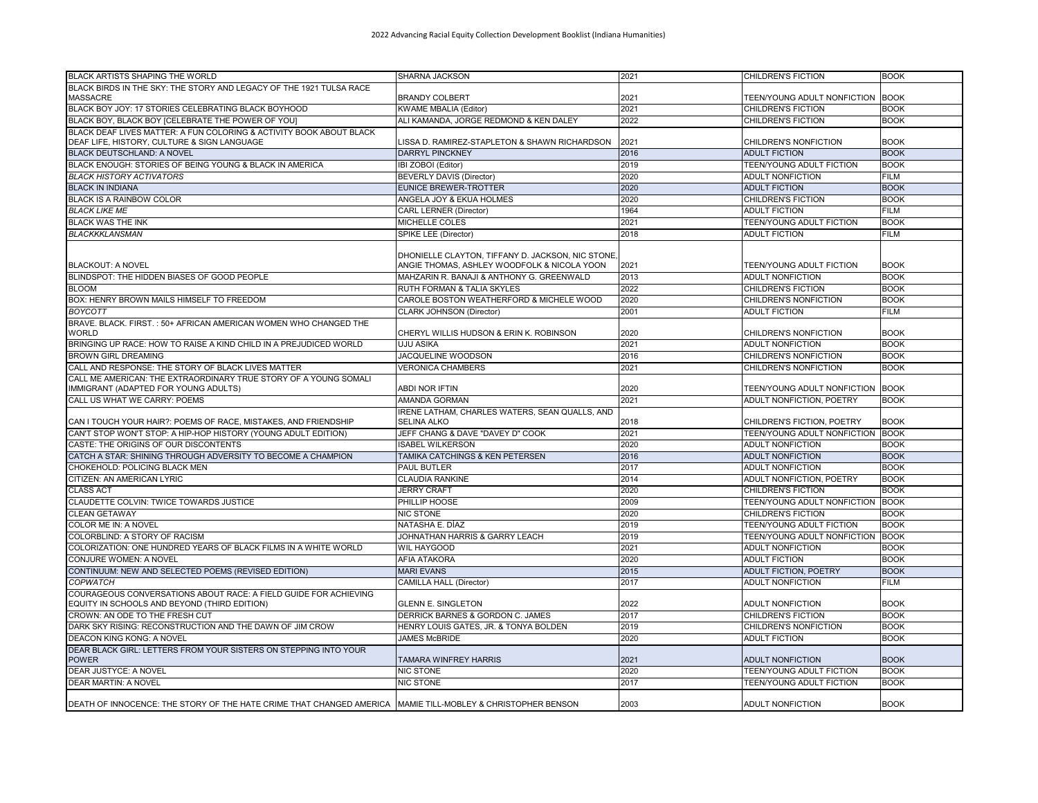| | | | | |
|---|---|---|---|---|
| BLACK ARTISTS SHAPING THE WORLD | SHARNA JACKSON | 2021 | CHILDREN'S FICTION | BOOK |
| BLACK BIRDS IN THE SKY: THE STORY AND LEGACY OF THE 1921 TULSA RACE MASSACRE | BRANDY COLBERT | 2021 | TEEN/YOUNG ADULT NONFICTION | BOOK |
| BLACK BOY JOY: 17 STORIES CELEBRATING BLACK BOYHOOD | KWAME MBALIA (Editor) | 2021 | CHILDREN'S FICTION | BOOK |
| BLACK BOY, BLACK BOY [CELEBRATE THE POWER OF YOU] | ALI KAMANDA, JORGE REDMOND & KEN DALEY | 2022 | CHILDREN'S FICTION | BOOK |
| BLACK DEAF LIVES MATTER: A FUN COLORING & ACTIVITY BOOK ABOUT BLACK DEAF LIFE, HISTORY, CULTURE & SIGN LANGUAGE | LISSA D. RAMIREZ-STAPLETON & SHAWN RICHARDSON | 2021 | CHILDREN'S NONFICTION | BOOK |
| BLACK DEUTSCHLAND: A NOVEL | DARRYL PINCKNEY | 2016 | ADULT FICTION | BOOK |
| BLACK ENOUGH: STORIES OF BEING YOUNG & BLACK IN AMERICA | IBI ZOBOI (Editor) | 2019 | TEEN/YOUNG ADULT FICTION | BOOK |
| *BLACK HISTORY ACTIVATORS* | BEVERLY DAVIS (Director) | 2020 | ADULT NONFICTION | FILM |
| BLACK IN INDIANA | EUNICE BREWER-TROTTER | 2020 | ADULT FICTION | BOOK |
| BLACK IS A RAINBOW COLOR | ANGELA JOY & EKUA HOLMES | 2020 | CHILDREN'S FICTION | BOOK |
| *BLACK LIKE ME* | CARL LERNER (Director) | 1964 | ADULT FICTION | FILM |
| BLACK WAS THE INK | MICHELLE COLES | 2021 | TEEN/YOUNG ADULT FICTION | BOOK |
| *BLACKKKLANSMAN* | SPIKE LEE (Director) | 2018 | ADULT FICTION | FILM |
| BLACKOUT: A NOVEL | DHONIELLE CLAYTON, TIFFANY D. JACKSON, NIC STONE, ANGIE THOMAS, ASHLEY WOODFOLK & NICOLA YOON | 2021 | TEEN/YOUNG ADULT FICTION | BOOK |
| BLINDSPOT: THE HIDDEN BIASES OF GOOD PEOPLE | MAHZARIN R. BANAJI & ANTHONY G. GREENWALD | 2013 | ADULT NONFICTION | BOOK |
| BLOOM | RUTH FORMAN & TALIA SKYLES | 2022 | CHILDREN'S FICTION | BOOK |
| BOX: HENRY BROWN MAILS HIMSELF TO FREEDOM | CAROLE BOSTON WEATHERFORD & MICHELE WOOD | 2020 | CHILDREN'S NONFICTION | BOOK |
| *BOYCOTT* | CLARK JOHNSON (Director) | 2001 | ADULT FICTION | FILM |
| BRAVE. BLACK. FIRST. : 50+ AFRICAN AMERICAN WOMEN WHO CHANGED THE WORLD | CHERYL WILLIS HUDSON & ERIN K. ROBINSON | 2020 | CHILDREN'S NONFICTION | BOOK |
| BRINGING UP RACE: HOW TO RAISE A KIND CHILD IN A PREJUDICED WORLD | UJU ASIKA | 2021 | ADULT NONFICTION | BOOK |
| BROWN GIRL DREAMING | JACQUELINE WOODSON | 2016 | CHILDREN'S NONFICTION | BOOK |
| CALL AND RESPONSE: THE STORY OF BLACK LIVES MATTER | VERONICA CHAMBERS | 2021 | CHILDREN'S NONFICTION | BOOK |
| CALL ME AMERICAN: THE EXTRAORDINARY TRUE STORY OF A YOUNG SOMALI IMMIGRANT (ADAPTED FOR YOUNG ADULTS) | ABDI NOR IFTIN | 2020 | TEEN/YOUNG ADULT NONFICTION | BOOK |
| CALL US WHAT WE CARRY: POEMS | AMANDA GORMAN | 2021 | ADULT NONFICTION, POETRY | BOOK |
| CAN I TOUCH YOUR HAIR?: POEMS OF RACE, MISTAKES, AND FRIENDSHIP | IRENE LATHAM, CHARLES WATERS, SEAN QUALLS, AND SELINA ALKO | 2018 | CHILDREN'S FICTION, POETRY | BOOK |
| CAN'T STOP WON'T STOP: A HIP-HOP HISTORY (YOUNG ADULT EDITION) | JEFF CHANG & DAVE "DAVEY D" COOK | 2021 | TEEN/YOUNG ADULT NONFICTION | BOOK |
| CASTE: THE ORIGINS OF OUR DISCONTENTS | ISABEL WILKERSON | 2020 | ADULT NONFICTION | BOOK |
| CATCH A STAR: SHINING THROUGH ADVERSITY TO BECOME A CHAMPION | TAMIKA CATCHINGS & KEN PETERSEN | 2016 | ADULT NONFICTION | BOOK |
| CHOKEHOLD: POLICING BLACK MEN | PAUL BUTLER | 2017 | ADULT NONFICTION | BOOK |
| CITIZEN: AN AMERICAN LYRIC | CLAUDIA RANKINE | 2014 | ADULT NONFICTION, POETRY | BOOK |
| CLASS ACT | JERRY CRAFT | 2020 | CHILDREN'S FICTION | BOOK |
| CLAUDETTE COLVIN: TWICE TOWARDS JUSTICE | PHILLIP HOOSE | 2009 | TEEN/YOUNG ADULT NONFICTION | BOOK |
| CLEAN GETAWAY | NIC STONE | 2020 | CHILDREN'S FICTION | BOOK |
| COLOR ME IN: A NOVEL | NATASHA E. DÍAZ | 2019 | TEEN/YOUNG ADULT FICTION | BOOK |
| COLORBLIND: A STORY OF RACISM | JOHNATHAN HARRIS & GARRY LEACH | 2019 | TEEN/YOUNG ADULT NONFICTION | BOOK |
| COLORIZATION: ONE HUNDRED YEARS OF BLACK FILMS IN A WHITE WORLD | WIL HAYGOOD | 2021 | ADULT NONFICTION | BOOK |
| CONJURE WOMEN: A NOVEL | AFIA ATAKORA | 2020 | ADULT FICTION | BOOK |
| CONTINUUM: NEW AND SELECTED POEMS (REVISED EDITION) | MARI EVANS | 2015 | ADULT FICTION, POETRY | BOOK |
| *COPWATCH* | CAMILLA HALL (Director) | 2017 | ADULT NONFICTION | FILM |
| COURAGEOUS CONVERSATIONS ABOUT RACE: A FIELD GUIDE FOR ACHIEVING EQUITY IN SCHOOLS AND BEYOND (THIRD EDITION) | GLENN E. SINGLETON | 2022 | ADULT NONFICTION | BOOK |
| CROWN: AN ODE TO THE FRESH CUT | DERRICK BARNES & GORDON C. JAMES | 2017 | CHILDREN'S FICTION | BOOK |
| DARK SKY RISING: RECONSTRUCTION AND THE DAWN OF JIM CROW | HENRY LOUIS GATES, JR. & TONYA BOLDEN | 2019 | CHILDREN'S NONFICTION | BOOK |
| DEACON KING KONG: A NOVEL | JAMES McBRIDE | 2020 | ADULT FICTION | BOOK |
| DEAR BLACK GIRL: LETTERS FROM YOUR SISTERS ON STEPPING INTO YOUR POWER | TAMARA WINFREY HARRIS | 2021 | ADULT NONFICTION | BOOK |
| DEAR JUSTYCE: A NOVEL | NIC STONE | 2020 | TEEN/YOUNG ADULT FICTION | BOOK |
| DEAR MARTIN: A NOVEL | NIC STONE | 2017 | TEEN/YOUNG ADULT FICTION | BOOK |
| DEATH OF INNOCENCE: THE STORY OF THE HATE CRIME THAT CHANGED AMERICA | MAMIE TILL-MOBLEY & CHRISTOPHER BENSON | 2003 | ADULT NONFICTION | BOOK |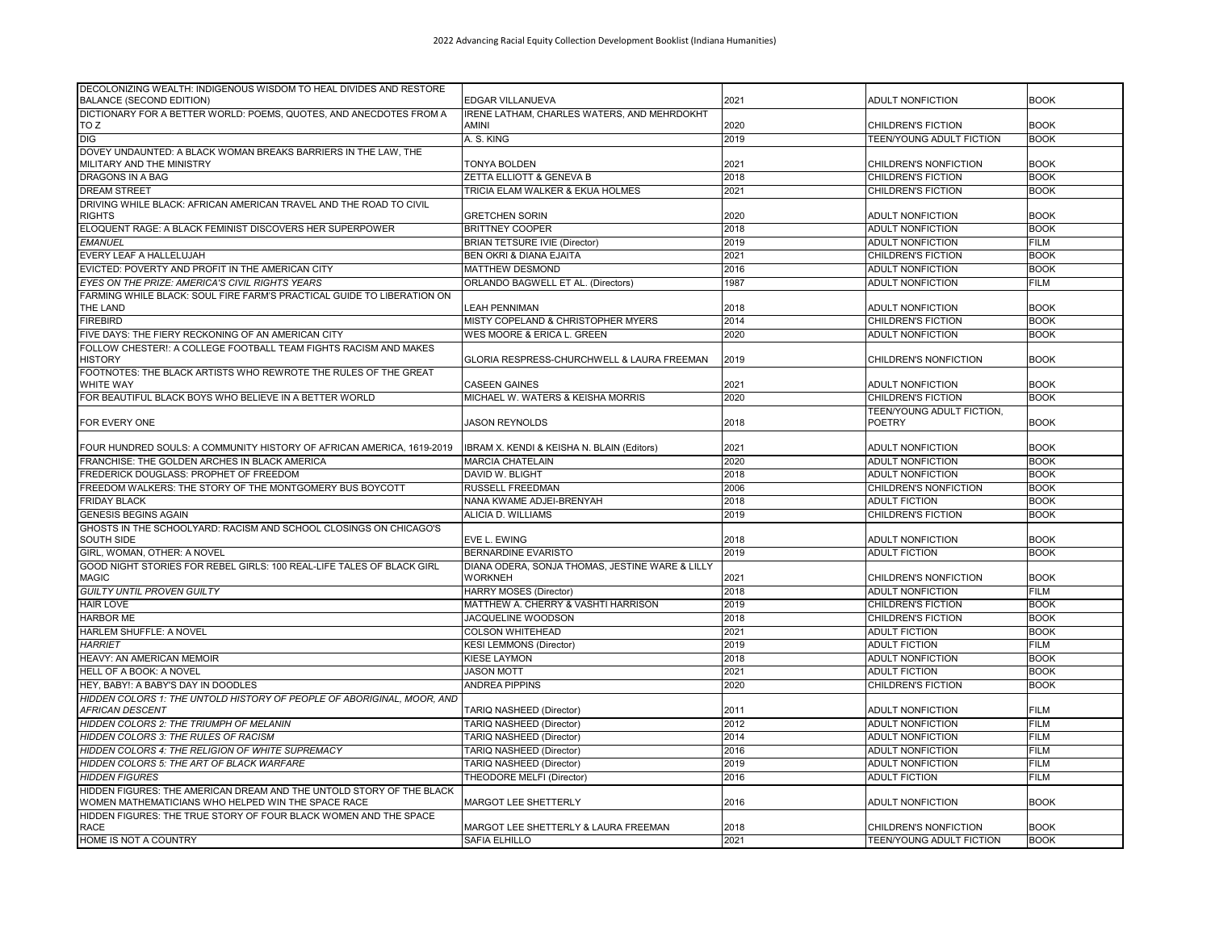| | | | | |
|---|---|---|---|---|
| DECOLONIZING WEALTH: INDIGENOUS WISDOM TO HEAL DIVIDES AND RESTORE BALANCE (SECOND EDITION) | EDGAR VILLANUEVA | 2021 | ADULT NONFICTION | BOOK |
| DICTIONARY FOR A BETTER WORLD: POEMS, QUOTES, AND ANECDOTES FROM A TO Z | IRENE LATHAM, CHARLES WATERS, AND MEHRDOKHT AMINI | 2020 | CHILDREN'S FICTION | BOOK |
| DIG | A. S. KING | 2019 | TEEN/YOUNG ADULT FICTION | BOOK |
| DOVEY UNDAUNTED: A BLACK WOMAN BREAKS BARRIERS IN THE LAW, THE MILITARY AND THE MINISTRY | TONYA BOLDEN | 2021 | CHILDREN'S NONFICTION | BOOK |
| DRAGONS IN A BAG | ZETTA ELLIOTT & GENEVA B | 2018 | CHILDREN'S FICTION | BOOK |
| DREAM STREET | TRICIA ELAM WALKER & EKUA HOLMES | 2021 | CHILDREN'S FICTION | BOOK |
| DRIVING WHILE BLACK: AFRICAN AMERICAN TRAVEL AND THE ROAD TO CIVIL RIGHTS | GRETCHEN SORIN | 2020 | ADULT NONFICTION | BOOK |
| ELOQUENT RAGE: A BLACK FEMINIST DISCOVERS HER SUPERPOWER | BRITTNEY COOPER | 2018 | ADULT NONFICTION | BOOK |
| *EMANUEL* | BRIAN TETSURE IVIE (Director) | 2019 | ADULT NONFICTION | FILM |
| EVERY LEAF A HALLELUJAH | BEN OKRI & DIANA EJAITA | 2021 | CHILDREN'S FICTION | BOOK |
| EVICTED: POVERTY AND PROFIT IN THE AMERICAN CITY | MATTHEW DESMOND | 2016 | ADULT NONFICTION | BOOK |
| *EYES ON THE PRIZE: AMERICA'S CIVIL RIGHTS YEARS* | ORLANDO BAGWELL ET AL. (Directors) | 1987 | ADULT NONFICTION | FILM |
| FARMING WHILE BLACK: SOUL FIRE FARM'S PRACTICAL GUIDE TO LIBERATION ON THE LAND | LEAH PENNIMAN | 2018 | ADULT NONFICTION | BOOK |
| FIREBIRD | MISTY COPELAND & CHRISTOPHER MYERS | 2014 | CHILDREN'S FICTION | BOOK |
| FIVE DAYS: THE FIERY RECKONING OF AN AMERICAN CITY | WES MOORE & ERICA L. GREEN | 2020 | ADULT NONFICTION | BOOK |
| FOLLOW CHESTER!: A COLLEGE FOOTBALL TEAM FIGHTS RACISM AND MAKES HISTORY | GLORIA RESPRESS-CHURCHWELL & LAURA FREEMAN | 2019 | CHILDREN'S NONFICTION | BOOK |
| FOOTNOTES: THE BLACK ARTISTS WHO REWROTE THE RULES OF THE GREAT WHITE WAY | CASEEN GAINES | 2021 | ADULT NONFICTION | BOOK |
| FOR BEAUTIFUL BLACK BOYS WHO BELIEVE IN A BETTER WORLD | MICHAEL W. WATERS & KEISHA MORRIS | 2020 | CHILDREN'S FICTION | BOOK |
| FOR EVERY ONE | JASON REYNOLDS | 2018 | TEEN/YOUNG ADULT FICTION, POETRY | BOOK |
| FOUR HUNDRED SOULS: A COMMUNITY HISTORY OF AFRICAN AMERICA, 1619-2019 | IBRAM X. KENDI & KEISHA N. BLAIN (Editors) | 2021 | ADULT NONFICTION | BOOK |
| FRANCHISE: THE GOLDEN ARCHES IN BLACK AMERICA | MARCIA CHATELAIN | 2020 | ADULT NONFICTION | BOOK |
| FREDERICK DOUGLASS: PROPHET OF FREEDOM | DAVID W. BLIGHT | 2018 | ADULT NONFICTION | BOOK |
| FREEDOM WALKERS: THE STORY OF THE MONTGOMERY BUS BOYCOTT | RUSSELL FREEDMAN | 2006 | CHILDREN'S NONFICTION | BOOK |
| FRIDAY BLACK | NANA KWAME ADJEI-BRENYAH | 2018 | ADULT FICTION | BOOK |
| GENESIS BEGINS AGAIN | ALICIA D. WILLIAMS | 2019 | CHILDREN'S FICTION | BOOK |
| GHOSTS IN THE SCHOOLYARD: RACISM AND SCHOOL CLOSINGS ON CHICAGO'S SOUTH SIDE | EVE L. EWING | 2018 | ADULT NONFICTION | BOOK |
| GIRL, WOMAN, OTHER: A NOVEL | BERNARDINE EVARISTO | 2019 | ADULT FICTION | BOOK |
| GOOD NIGHT STORIES FOR REBEL GIRLS: 100 REAL-LIFE TALES OF BLACK GIRL MAGIC | DIANA ODERA, SONJA THOMAS, JESTINE WARE & LILLY WORKNEH | 2021 | CHILDREN'S NONFICTION | BOOK |
| *GUILTY UNTIL PROVEN GUILTY* | HARRY MOSES (Director) | 2018 | ADULT NONFICTION | FILM |
| HAIR LOVE | MATTHEW A. CHERRY & VASHTI HARRISON | 2019 | CHILDREN'S FICTION | BOOK |
| HARBOR ME | JACQUELINE WOODSON | 2018 | CHILDREN'S FICTION | BOOK |
| HARLEM SHUFFLE: A NOVEL | COLSON WHITEHEAD | 2021 | ADULT FICTION | BOOK |
| *HARRIET* | KESI LEMMONS (Director) | 2019 | ADULT FICTION | FILM |
| HEAVY: AN AMERICAN MEMOIR | KIESE LAYMON | 2018 | ADULT NONFICTION | BOOK |
| HELL OF A BOOK: A NOVEL | JASON MOTT | 2021 | ADULT FICTION | BOOK |
| HEY, BABY!: A BABY'S DAY IN DOODLES | ANDREA PIPPINS | 2020 | CHILDREN'S FICTION | BOOK |
| *HIDDEN COLORS 1: THE UNTOLD HISTORY OF PEOPLE OF ABORIGINAL, MOOR, AND AFRICAN DESCENT* | TARIQ NASHEED (Director) | 2011 | ADULT NONFICTION | FILM |
| *HIDDEN COLORS 2: THE TRIUMPH OF MELANIN* | TARIQ NASHEED (Director) | 2012 | ADULT NONFICTION | FILM |
| *HIDDEN COLORS 3: THE RULES OF RACISM* | TARIQ NASHEED (Director) | 2014 | ADULT NONFICTION | FILM |
| *HIDDEN COLORS 4: THE RELIGION OF WHITE SUPREMACY* | TARIQ NASHEED (Director) | 2016 | ADULT NONFICTION | FILM |
| *HIDDEN COLORS 5: THE ART OF BLACK WARFARE* | TARIQ NASHEED (Director) | 2019 | ADULT NONFICTION | FILM |
| *HIDDEN FIGURES* | THEODORE MELFI (Director) | 2016 | ADULT FICTION | FILM |
| HIDDEN FIGURES: THE AMERICAN DREAM AND THE UNTOLD STORY OF THE BLACK WOMEN MATHEMATICIANS WHO HELPED WIN THE SPACE RACE | MARGOT LEE SHETTERLY | 2016 | ADULT NONFICTION | BOOK |
| HIDDEN FIGURES: THE TRUE STORY OF FOUR BLACK WOMEN AND THE SPACE RACE | MARGOT LEE SHETTERLY & LAURA FREEMAN | 2018 | CHILDREN'S NONFICTION | BOOK |
| HOME IS NOT A COUNTRY | SAFIA ELHILLO | 2021 | TEEN/YOUNG ADULT FICTION | BOOK |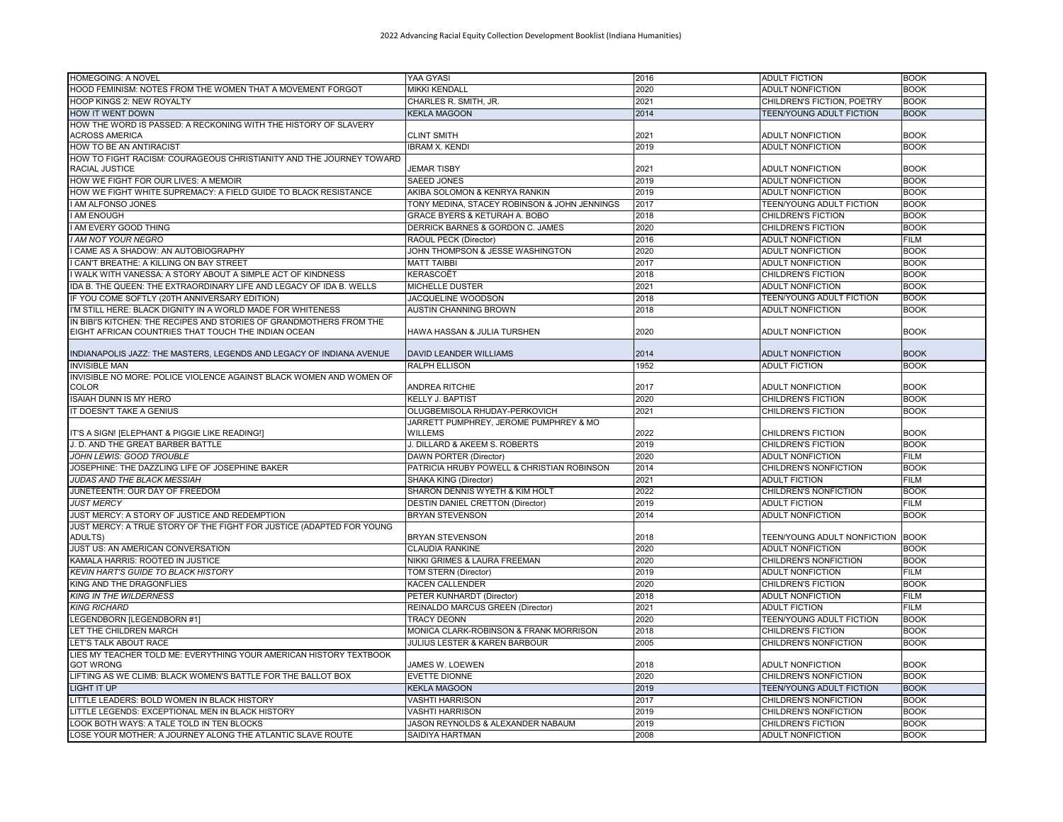| HOMEGOING: A NOVEL | YAA GYASI | 2016 | ADULT FICTION | BOOK |
|---|---|---|---|---|
| HOOD FEMINISM: NOTES FROM THE WOMEN THAT A MOVEMENT FORGOT | MIKKI KENDALL | 2020 | ADULT NONFICTION | BOOK |
| HOOP KINGS 2: NEW ROYALTY | CHARLES R. SMITH, JR. | 2021 | CHILDREN'S FICTION, POETRY | BOOK |
| HOW IT WENT DOWN | KEKLA MAGOON | 2014 | TEEN/YOUNG ADULT FICTION | BOOK |
| HOW THE WORD IS PASSED: A RECKONING WITH THE HISTORY OF SLAVERY ACROSS AMERICA | CLINT SMITH | 2021 | ADULT NONFICTION | BOOK |
| HOW TO BE AN ANTIRACIST | IBRAM X. KENDI | 2019 | ADULT NONFICTION | BOOK |
| HOW TO FIGHT RACISM: COURAGEOUS CHRISTIANITY AND THE JOURNEY TOWARD RACIAL JUSTICE | JEMAR TISBY | 2021 | ADULT NONFICTION | BOOK |
| HOW WE FIGHT FOR OUR LIVES: A MEMOIR | SAEED JONES | 2019 | ADULT NONFICTION | BOOK |
| HOW WE FIGHT WHITE SUPREMACY: A FIELD GUIDE TO BLACK RESISTANCE | AKIBA SOLOMON & KENRYA RANKIN | 2019 | ADULT NONFICTION | BOOK |
| I AM ALFONSO JONES | TONY MEDINA, STACEY ROBINSON & JOHN JENNINGS | 2017 | TEEN/YOUNG ADULT FICTION | BOOK |
| I AM ENOUGH | GRACE BYERS & KETURAH A. BOBO | 2018 | CHILDREN'S FICTION | BOOK |
| I AM EVERY GOOD THING | DERRICK BARNES & GORDON C. JAMES | 2020 | CHILDREN'S FICTION | BOOK |
| *I AM NOT YOUR NEGRO* | RAOUL PECK (Director) | 2016 | ADULT NONFICTION | FILM |
| I CAME AS A SHADOW: AN AUTOBIOGRAPHY | JOHN THOMPSON & JESSE WASHINGTON | 2020 | ADULT NONFICTION | BOOK |
| I CAN'T BREATHE: A KILLING ON BAY STREET | MATT TAIBBI | 2017 | ADULT NONFICTION | BOOK |
| I WALK WITH VANESSA: A STORY ABOUT A SIMPLE ACT OF KINDNESS | KERASCOËT | 2018 | CHILDREN'S FICTION | BOOK |
| IDA B. THE QUEEN: THE EXTRAORDINARY LIFE AND LEGACY OF IDA B. WELLS | MICHELLE DUSTER | 2021 | ADULT NONFICTION | BOOK |
| IF YOU COME SOFTLY (20TH ANNIVERSARY EDITION) | JACQUELINE WOODSON | 2018 | TEEN/YOUNG ADULT FICTION | BOOK |
| I'M STILL HERE: BLACK DIGNITY IN A WORLD MADE FOR WHITENESS | AUSTIN CHANNING BROWN | 2018 | ADULT NONFICTION | BOOK |
| IN BIBI'S KITCHEN: THE RECIPES AND STORIES OF GRANDMOTHERS FROM THE EIGHT AFRICAN COUNTRIES THAT TOUCH THE INDIAN OCEAN | HAWA HASSAN & JULIA TURSHEN | 2020 | ADULT NONFICTION | BOOK |
| INDIANAPOLIS JAZZ: THE MASTERS, LEGENDS AND LEGACY OF INDIANA AVENUE | DAVID LEANDER WILLIAMS | 2014 | ADULT NONFICTION | BOOK |
| INVISIBLE MAN | RALPH ELLISON | 1952 | ADULT FICTION | BOOK |
| INVISIBLE NO MORE: POLICE VIOLENCE AGAINST BLACK WOMEN AND WOMEN OF COLOR | ANDREA RITCHIE | 2017 | ADULT NONFICTION | BOOK |
| ISAIAH DUNN IS MY HERO | KELLY J. BAPTIST | 2020 | CHILDREN'S FICTION | BOOK |
| IT DOESN'T TAKE A GENIUS | OLUGBEMISOLA RHUDAY-PERKOVICH | 2021 | CHILDREN'S FICTION | BOOK |
| IT'S A SIGN! [ELEPHANT & PIGGIE LIKE READING!] | JARRETT PUMPHREY, JEROME PUMPHREY & MO WILLEMS | 2022 | CHILDREN'S FICTION | BOOK |
| J. D. AND THE GREAT BARBER BATTLE | J. DILLARD & AKEEM S. ROBERTS | 2019 | CHILDREN'S FICTION | BOOK |
| *JOHN LEWIS: GOOD TROUBLE* | DAWN PORTER (Director) | 2020 | ADULT NONFICTION | FILM |
| JOSEPHINE: THE DAZZLING LIFE OF JOSEPHINE BAKER | PATRICIA HRUBY POWELL & CHRISTIAN ROBINSON | 2014 | CHILDREN'S NONFICTION | BOOK |
| *JUDAS AND THE BLACK MESSIAH* | SHAKA KING (Director) | 2021 | ADULT FICTION | FILM |
| JUNETEENTH: OUR DAY OF FREEDOM | SHARON DENNIS WYETH & KIM HOLT | 2022 | CHILDREN'S NONFICTION | BOOK |
| *JUST MERCY* | DESTIN DANIEL CRETTON (Director) | 2019 | ADULT FICTION | FILM |
| JUST MERCY: A STORY OF JUSTICE AND REDEMPTION | BRYAN STEVENSON | 2014 | ADULT NONFICTION | BOOK |
| JUST MERCY: A TRUE STORY OF THE FIGHT FOR JUSTICE (ADAPTED FOR YOUNG ADULTS) | BRYAN STEVENSON | 2018 | TEEN/YOUNG ADULT NONFICTION | BOOK |
| JUST US: AN AMERICAN CONVERSATION | CLAUDIA RANKINE | 2020 | ADULT NONFICTION | BOOK |
| KAMALA HARRIS: ROOTED IN JUSTICE | NIKKI GRIMES & LAURA FREEMAN | 2020 | CHILDREN'S NONFICTION | BOOK |
| *KEVIN HART'S GUIDE TO BLACK HISTORY* | TOM STERN (Director) | 2019 | ADULT NONFICTION | FILM |
| KING AND THE DRAGONFLIES | KACEN CALLENDER | 2020 | CHILDREN'S FICTION | BOOK |
| *KING IN THE WILDERNESS* | PETER KUNHARDT (Director) | 2018 | ADULT NONFICTION | FILM |
| *KING RICHARD* | REINALDO MARCUS GREEN (Director) | 2021 | ADULT FICTION | FILM |
| LEGENDBORN [LEGENDBORN #1] | TRACY DEONN | 2020 | TEEN/YOUNG ADULT FICTION | BOOK |
| LET THE CHILDREN MARCH | MONICA CLARK-ROBINSON & FRANK MORRISON | 2018 | CHILDREN'S FICTION | BOOK |
| LET'S TALK ABOUT RACE | JULIUS LESTER & KAREN BARBOUR | 2005 | CHILDREN'S NONFICTION | BOOK |
| LIES MY TEACHER TOLD ME: EVERYTHING YOUR AMERICAN HISTORY TEXTBOOK GOT WRONG | JAMES W. LOEWEN | 2018 | ADULT NONFICTION | BOOK |
| LIFTING AS WE CLIMB: BLACK WOMEN'S BATTLE FOR THE BALLOT BOX | EVETTE DIONNE | 2020 | CHILDREN'S NONFICTION | BOOK |
| LIGHT IT UP | KEKLA MAGOON | 2019 | TEEN/YOUNG ADULT FICTION | BOOK |
| LITTLE LEADERS: BOLD WOMEN IN BLACK HISTORY | VASHTI HARRISON | 2017 | CHILDREN'S NONFICTION | BOOK |
| LITTLE LEGENDS: EXCEPTIONAL MEN IN BLACK HISTORY | VASHTI HARRISON | 2019 | CHILDREN'S NONFICTION | BOOK |
| LOOK BOTH WAYS: A TALE TOLD IN TEN BLOCKS | JASON REYNOLDS & ALEXANDER NABAUM | 2019 | CHILDREN'S FICTION | BOOK |
| LOSE YOUR MOTHER: A JOURNEY ALONG THE ATLANTIC SLAVE ROUTE | SAIDIYA HARTMAN | 2008 | ADULT NONFICTION | BOOK |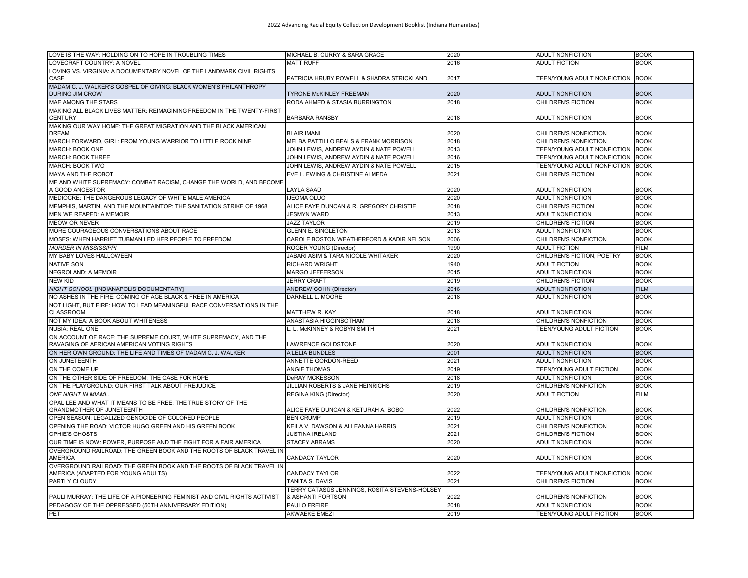| LOVE IS THE WAY: HOLDING ON TO HOPE IN TROUBLING TIMES | MICHAEL B. CURRY & SARA GRACE | 2020 | ADULT NONFICTION | BOOK |
|---|---|---|---|---|
| LOVECRAFT COUNTRY: A NOVEL | MATT RUFF | 2016 | ADULT FICTION | BOOK |
| LOVING VS. VIRGINIA: A DOCUMENTARY NOVEL OF THE LANDMARK CIVIL RIGHTS CASE | PATRICIA HRUBY POWELL & SHADRA STRICKLAND | 2017 | TEEN/YOUNG ADULT NONFICTION | BOOK |
| MADAM C. J. WALKER'S GOSPEL OF GIVING: BLACK WOMEN'S PHILANTHROPY DURING JIM CROW | TYRONE McKINLEY FREEMAN | 2020 | ADULT NONFICTION | BOOK |
| MAE AMONG THE STARS | RODA AHMED & STASIA BURRINGTON | 2018 | CHILDREN'S FICTION | BOOK |
| MAKING ALL BLACK LIVES MATTER: REIMAGINING FREEDOM IN THE TWENTY-FIRST CENTURY | BARBARA RANSBY | 2018 | ADULT NONFICTION | BOOK |
| MAKING OUR WAY HOME: THE GREAT MIGRATION AND THE BLACK AMERICAN DREAM | BLAIR IMANI | 2020 | CHILDREN'S NONFICTION | BOOK |
| MARCH FORWARD, GIRL: FROM YOUNG WARRIOR TO LITTLE ROCK NINE | MELBA PATTILLO BEALS & FRANK MORRISON | 2018 | CHILDREN'S NONFICTION | BOOK |
| MARCH: BOOK ONE | JOHN LEWIS, ANDREW AYDIN & NATE POWELL | 2013 | TEEN/YOUNG ADULT NONFICTION | BOOK |
| MARCH: BOOK THREE | JOHN LEWIS, ANDREW AYDIN & NATE POWELL | 2016 | TEEN/YOUNG ADULT NONFICTION | BOOK |
| MARCH: BOOK TWO | JOHN LEWIS, ANDREW AYDIN & NATE POWELL | 2015 | TEEN/YOUNG ADULT NONFICTION | BOOK |
| MAYA AND THE ROBOT | EVE L. EWING & CHRISTINE ALMEDA | 2021 | CHILDREN'S FICTION | BOOK |
| ME AND WHITE SUPREMACY: COMBAT RACISM, CHANGE THE WORLD, AND BECOME A GOOD ANCESTOR | LAYLA SAAD | 2020 | ADULT NONFICTION | BOOK |
| MEDIOCRE: THE DANGEROUS LEGACY OF WHITE MALE AMERICA | IJEOMA OLUO | 2020 | ADULT NONFICTION | BOOK |
| MEMPHIS, MARTIN, AND THE MOUNTAINTOP: THE SANITATION STRIKE OF 1968 | ALICE FAYE DUNCAN & R. GREGORY CHRISTIE | 2018 | CHILDREN'S FICTION | BOOK |
| MEN WE REAPED: A MEMOIR | JESMYN WARD | 2013 | ADULT NONFICTION | BOOK |
| MEOW OR NEVER | JAZZ TAYLOR | 2019 | CHILDREN'S FICTION | BOOK |
| MORE COURAGEOUS CONVERSATIONS ABOUT RACE | GLENN E. SINGLETON | 2013 | ADULT NONFICTION | BOOK |
| MOSES: WHEN HARRIET TUBMAN LED HER PEOPLE TO FREEDOM | CAROLE BOSTON WEATHERFORD & KADIR NELSON | 2006 | CHILDREN'S NONFICTION | BOOK |
| *MURDER IN MISSISSIPPI* | ROGER YOUNG (Director) | 1990 | ADULT FICTION | FILM |
| MY BABY LOVES HALLOWEEN | JABARI ASIM & TARA NICOLE WHITAKER | 2020 | CHILDREN'S FICTION, POETRY | BOOK |
| NATIVE SON | RICHARD WRIGHT | 1940 | ADULT FICTION | BOOK |
| NEGROLAND: A MEMOIR | MARGO JEFFERSON | 2015 | ADULT NONFICTION | BOOK |
| NEW KID | JERRY CRAFT | 2019 | CHILDREN'S FICTION | BOOK |
| *NIGHT SCHOOL* [INDIANAPOLIS DOCUMENTARY] | ANDREW COHN (Director) | 2016 | ADULT NONFICTION | FILM |
| NO ASHES IN THE FIRE: COMING OF AGE BLACK & FREE IN AMERICA | DARNELL L. MOORE | 2018 | ADULT NONFICTION | BOOK |
| NOT LIGHT, BUT FIRE: HOW TO LEAD MEANINGFUL RACE CONVERSATIONS IN THE CLASSROOM | MATTHEW R. KAY | 2018 | ADULT NONFICTION | BOOK |
| NOT MY IDEA: A BOOK ABOUT WHITENESS | ANASTASIA HIGGINBOTHAM | 2018 | CHILDREN'S NONFICTION | BOOK |
| NUBIA: REAL ONE | L. L. McKINNEY & ROBYN SMITH | 2021 | TEEN/YOUNG ADULT FICTION | BOOK |
| ON ACCOUNT OF RACE: THE SUPREME COURT, WHITE SUPREMACY, AND THE RAVAGING OF AFRICAN AMERICAN VOTING RIGHTS | LAWRENCE GOLDSTONE | 2020 | ADULT NONFICTION | BOOK |
| ON HER OWN GROUND: THE LIFE AND TIMES OF MADAM C. J. WALKER | A'LELIA BUNDLES | 2001 | ADULT NONFICTION | BOOK |
| ON JUNETEENTH | ANNETTE GORDON-REED | 2021 | ADULT NONFICTION | BOOK |
| ON THE COME UP | ANGIE THOMAS | 2019 | TEEN/YOUNG ADULT FICTION | BOOK |
| ON THE OTHER SIDE OF FREEDOM: THE CASE FOR HOPE | DeRAY MCKESSON | 2018 | ADULT NONFICTION | BOOK |
| ON THE PLAYGROUND: OUR FIRST TALK ABOUT PREJUDICE | JILLIAN ROBERTS & JANE HEINRICHS | 2019 | CHILDREN'S NONFICTION | BOOK |
| *ONE NIGHT IN MIAMI...* | REGINA KING (Director) | 2020 | ADULT FICTION | FILM |
| OPAL LEE AND WHAT IT MEANS TO BE FREE: THE TRUE STORY OF THE GRANDMOTHER OF JUNETEENTH | ALICE FAYE DUNCAN & KETURAH A. BOBO | 2022 | CHILDREN'S NONFICTION | BOOK |
| OPEN SEASON: LEGALIZED GENOCIDE OF COLORED PEOPLE | BEN CRUMP | 2019 | ADULT NONFICTION | BOOK |
| OPENING THE ROAD: VICTOR HUGO GREEN AND HIS GREEN BOOK | KEILA V. DAWSON & ALLEANNA HARRIS | 2021 | CHILDREN'S NONFICTION | BOOK |
| OPHIE'S GHOSTS | JUSTINA IRELAND | 2021 | CHILDREN'S FICTION | BOOK |
| OUR TIME IS NOW: POWER, PURPOSE AND THE FIGHT FOR A FAIR AMERICA | STACEY ABRAMS | 2020 | ADULT NONFICTION | BOOK |
| OVERGROUND RAILROAD: THE GREEN BOOK AND THE ROOTS OF BLACK TRAVEL IN AMERICA | CANDACY TAYLOR | 2020 | ADULT NONFICTION | BOOK |
| OVERGROUND RAILROAD: THE GREEN BOOK AND THE ROOTS OF BLACK TRAVEL IN AMERICA (ADAPTED FOR YOUNG ADULTS) | CANDACY TAYLOR | 2022 | TEEN/YOUNG ADULT NONFICTION | BOOK |
| PARTLY CLOUDY | TANITA S. DAVIS | 2021 | CHILDREN'S FICTION | BOOK |
| PAULI MURRAY: THE LIFE OF A PIONEERING FEMINIST AND CIVIL RIGHTS ACTIVIST | TERRY CATASÚS JENNINGS, ROSITA STEVENS-HOLSEY & ASHANTI FORTSON | 2022 | CHILDREN'S NONFICTION | BOOK |
| PEDAGOGY OF THE OPPRESSED (50TH ANNIVERSARY EDITION) | PAULO FREIRE | 2018 | ADULT NONFICTION | BOOK |
| PET | AKWAEKE EMEZI | 2019 | TEEN/YOUNG ADULT FICTION | BOOK |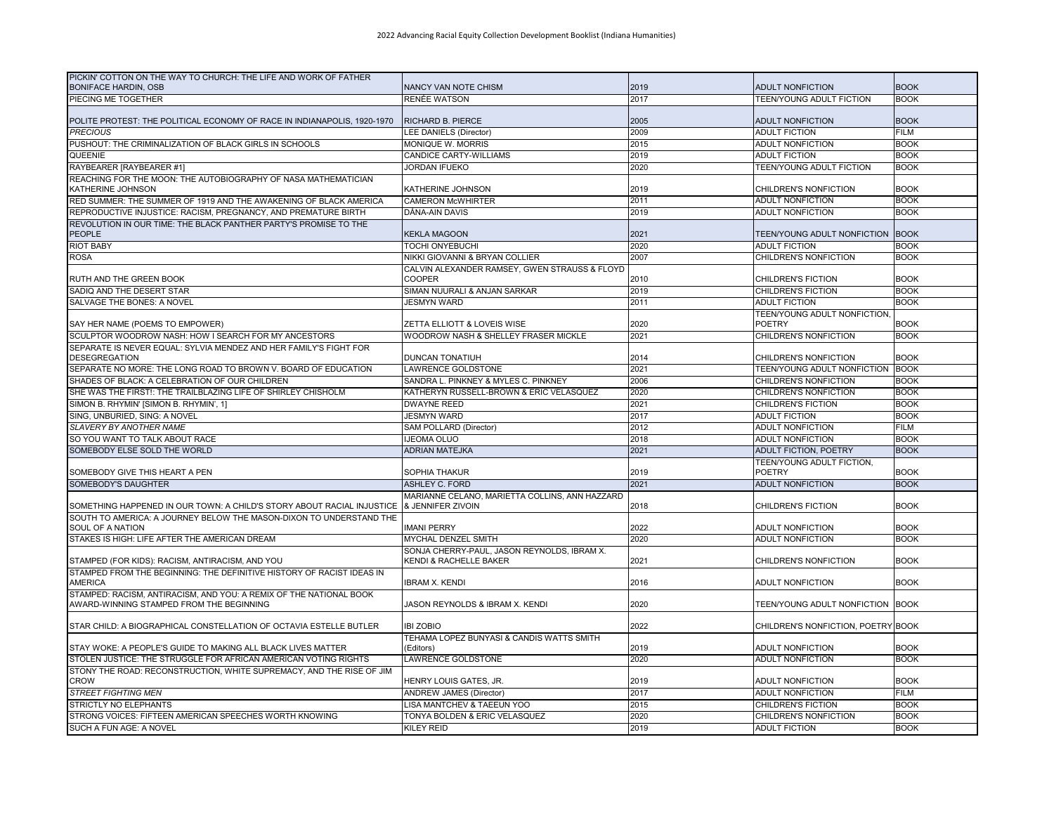| | | | | |
|---|---|---|---|---|
| PICKIN' COTTON ON THE WAY TO CHURCH: THE LIFE AND WORK OF FATHER BONIFACE HARDIN, OSB | NANCY VAN NOTE CHISM | 2019 | ADULT NONFICTION | BOOK |
| PIECING ME TOGETHER | RENÉE WATSON | 2017 | TEEN/YOUNG ADULT FICTION | BOOK |
| POLITE PROTEST: THE POLITICAL ECONOMY OF RACE IN INDIANAPOLIS, 1920-1970 | RICHARD B. PIERCE | 2005 | ADULT NONFICTION | BOOK |
| *PRECIOUS* | LEE DANIELS (Director) | 2009 | ADULT FICTION | FILM |
| PUSHOUT: THE CRIMINALIZATION OF BLACK GIRLS IN SCHOOLS | MONIQUE W. MORRIS | 2015 | ADULT NONFICTION | BOOK |
| QUEENIE | CANDICE CARTY-WILLIAMS | 2019 | ADULT FICTION | BOOK |
| RAYBEARER [RAYBEARER #1] | JORDAN IFUEKO | 2020 | TEEN/YOUNG ADULT FICTION | BOOK |
| REACHING FOR THE MOON: THE AUTOBIOGRAPHY OF NASA MATHEMATICIAN KATHERINE JOHNSON | KATHERINE JOHNSON | 2019 | CHILDREN'S NONFICTION | BOOK |
| RED SUMMER: THE SUMMER OF 1919 AND THE AWAKENING OF BLACK AMERICA | CAMERON McWHIRTER | 2011 | ADULT NONFICTION | BOOK |
| REPRODUCTIVE INJUSTICE: RACISM, PREGNANCY, AND PREMATURE BIRTH | DÀNA-AIN DAVIS | 2019 | ADULT NONFICTION | BOOK |
| REVOLUTION IN OUR TIME: THE BLACK PANTHER PARTY'S PROMISE TO THE PEOPLE | KEKLA MAGOON | 2021 | TEEN/YOUNG ADULT NONFICTION | BOOK |
| RIOT BABY | TOCHI ONYEBUCHI | 2020 | ADULT FICTION | BOOK |
| ROSA | NIKKI GIOVANNI & BRYAN COLLIER | 2007 | CHILDREN'S NONFICTION | BOOK |
| RUTH AND THE GREEN BOOK | CALVIN ALEXANDER RAMSEY, GWEN STRAUSS & FLOYD COOPER | 2010 | CHILDREN'S FICTION | BOOK |
| SADIQ AND THE DESERT STAR | SIMAN NUURALI & ANJAN SARKAR | 2019 | CHILDREN'S FICTION | BOOK |
| SALVAGE THE BONES: A NOVEL | JESMYN WARD | 2011 | ADULT FICTION | BOOK |
| SAY HER NAME (POEMS TO EMPOWER) | ZETTA ELLIOTT & LOVEIS WISE | 2020 | TEEN/YOUNG ADULT NONFICTION, POETRY | BOOK |
| SCULPTOR WOODROW NASH: HOW I SEARCH FOR MY ANCESTORS | WOODROW NASH & SHELLEY FRASER MICKLE | 2021 | CHILDREN'S NONFICTION | BOOK |
| SEPARATE IS NEVER EQUAL: SYLVIA MENDEZ AND HER FAMILY'S FIGHT FOR DESEGREGATION | DUNCAN TONATIUH | 2014 | CHILDREN'S NONFICTION | BOOK |
| SEPARATE NO MORE: THE LONG ROAD TO BROWN V. BOARD OF EDUCATION | LAWRENCE GOLDSTONE | 2021 | TEEN/YOUNG ADULT NONFICTION | BOOK |
| SHADES OF BLACK: A CELEBRATION OF OUR CHILDREN | SANDRA L. PINKNEY & MYLES C. PINKNEY | 2006 | CHILDREN'S NONFICTION | BOOK |
| SHE WAS THE FIRST!: THE TRAILBLAZING LIFE OF SHIRLEY CHISHOLM | KATHERYN RUSSELL-BROWN & ERIC VELASQUEZ | 2020 | CHILDREN'S NONFICTION | BOOK |
| SIMON B. RHYMIN' [SIMON B. RHYMIN', 1] | DWAYNE REED | 2021 | CHILDREN'S FICTION | BOOK |
| SING, UNBURIED, SING: A NOVEL | JESMYN WARD | 2017 | ADULT FICTION | BOOK |
| *SLAVERY BY ANOTHER NAME* | SAM POLLARD (Director) | 2012 | ADULT NONFICTION | FILM |
| SO YOU WANT TO TALK ABOUT RACE | IJEOMA OLUO | 2018 | ADULT NONFICTION | BOOK |
| SOMEBODY ELSE SOLD THE WORLD | ADRIAN MATEJKA | 2021 | ADULT FICTION, POETRY | BOOK |
| SOMEBODY GIVE THIS HEART A PEN | SOPHIA THAKUR | 2019 | TEEN/YOUNG ADULT FICTION, POETRY | BOOK |
| SOMEBODY'S DAUGHTER | ASHLEY C. FORD | 2021 | ADULT NONFICTION | BOOK |
| SOMETHING HAPPENED IN OUR TOWN: A CHILD'S STORY ABOUT RACIAL INJUSTICE | MARIANNE CELANO, MARIETTA COLLINS, ANN HAZZARD & JENNIFER ZIVOIN | 2018 | CHILDREN'S FICTION | BOOK |
| SOUTH TO AMERICA: A JOURNEY BELOW THE MASON-DIXON TO UNDERSTAND THE SOUL OF A NATION | IMANI PERRY | 2022 | ADULT NONFICTION | BOOK |
| STAKES IS HIGH: LIFE AFTER THE AMERICAN DREAM | MYCHAL DENZEL SMITH | 2020 | ADULT NONFICTION | BOOK |
| STAMPED (FOR KIDS): RACISM, ANTIRACISM, AND YOU | SONJA CHERRY-PAUL, JASON REYNOLDS, IBRAM X. KENDI & RACHELLE BAKER | 2021 | CHILDREN'S NONFICTION | BOOK |
| STAMPED FROM THE BEGINNING: THE DEFINITIVE HISTORY OF RACIST IDEAS IN AMERICA | IBRAM X. KENDI | 2016 | ADULT NONFICTION | BOOK |
| STAMPED: RACISM, ANTIRACISM, AND YOU: A REMIX OF THE NATIONAL BOOK AWARD-WINNING STAMPED FROM THE BEGINNING | JASON REYNOLDS & IBRAM X. KENDI | 2020 | TEEN/YOUNG ADULT NONFICTION | BOOK |
| STAR CHILD: A BIOGRAPHICAL CONSTELLATION OF OCTAVIA ESTELLE BUTLER | IBI ZOBIO | 2022 | CHILDREN'S NONFICTION, POETRY | BOOK |
| STAY WOKE: A PEOPLE'S GUIDE TO MAKING ALL BLACK LIVES MATTER | TEHAMA LOPEZ BUNYASI & CANDIS WATTS SMITH (Editors) | 2019 | ADULT NONFICTION | BOOK |
| STOLEN JUSTICE: THE STRUGGLE FOR AFRICAN AMERICAN VOTING RIGHTS | LAWRENCE GOLDSTONE | 2020 | ADULT NONFICTION | BOOK |
| STONY THE ROAD: RECONSTRUCTION, WHITE SUPREMACY, AND THE RISE OF JIM CROW | HENRY LOUIS GATES, JR. | 2019 | ADULT NONFICTION | BOOK |
| *STREET FIGHTING MEN* | ANDREW JAMES (Director) | 2017 | ADULT NONFICTION | FILM |
| STRICTLY NO ELEPHANTS | LISA MANTCHEV & TAEEUN YOO | 2015 | CHILDREN'S FICTION | BOOK |
| STRONG VOICES: FIFTEEN AMERICAN SPEECHES WORTH KNOWING | TONYA BOLDEN & ERIC VELASQUEZ | 2020 | CHILDREN'S NONFICTION | BOOK |
| SUCH A FUN AGE: A NOVEL | KILEY REID | 2019 | ADULT FICTION | BOOK |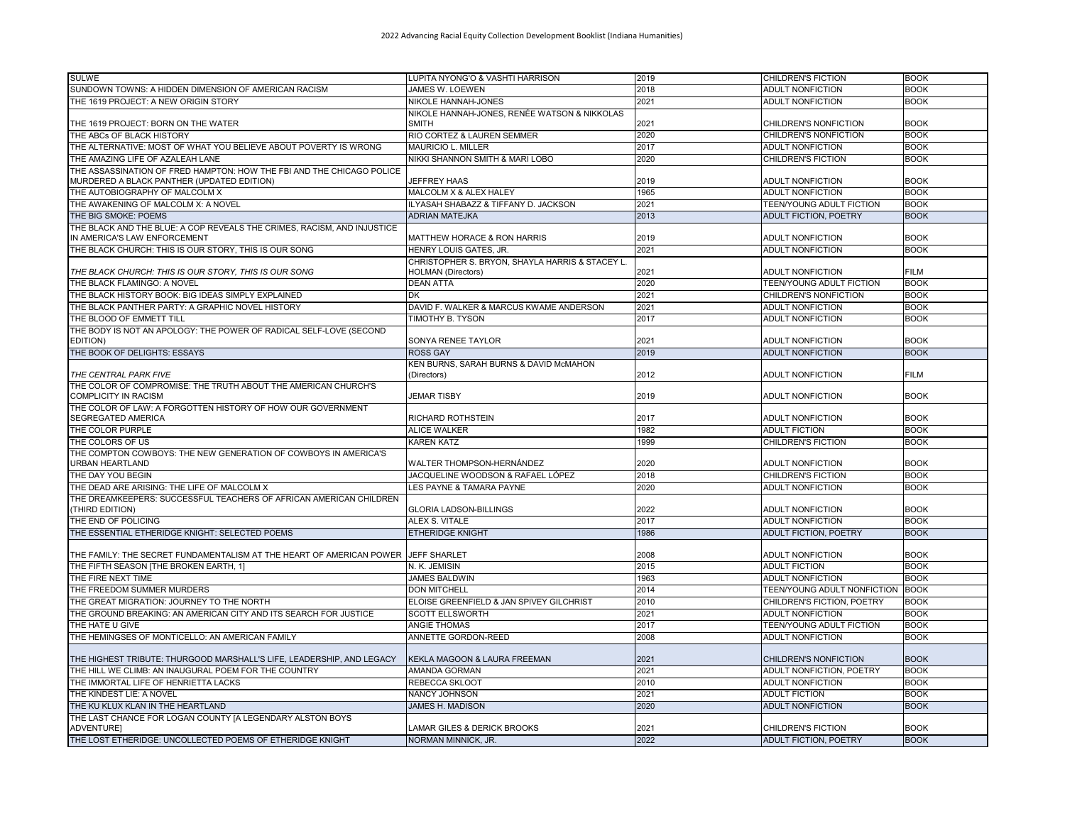| | | | | |
|---|---|---|---|---|
| SULWE | LUPITA NYONG'O & VASHTI HARRISON | 2019 | CHILDREN'S FICTION | BOOK |
| SUNDOWN TOWNS: A HIDDEN DIMENSION OF AMERICAN RACISM | JAMES W. LOEWEN | 2018 | ADULT NONFICTION | BOOK |
| THE 1619 PROJECT: A NEW ORIGIN STORY | NIKOLE HANNAH-JONES | 2021 | ADULT NONFICTION | BOOK |
| THE 1619 PROJECT: BORN ON THE WATER | NIKOLE HANNAH-JONES, RENÉE WATSON & NIKKOLAS SMITH | 2021 | CHILDREN'S NONFICTION | BOOK |
| THE ABCs OF BLACK HISTORY | RIO CORTEZ & LAUREN SEMMER | 2020 | CHILDREN'S NONFICTION | BOOK |
| THE ALTERNATIVE: MOST OF WHAT YOU BELIEVE ABOUT POVERTY IS WRONG | MAURICIO L. MILLER | 2017 | ADULT NONFICTION | BOOK |
| THE AMAZING LIFE OF AZALEAH LANE | NIKKI SHANNON SMITH & MARI LOBO | 2020 | CHILDREN'S FICTION | BOOK |
| THE ASSASSINATION OF FRED HAMPTON: HOW THE FBI AND THE CHICAGO POLICE MURDERED A BLACK PANTHER (UPDATED EDITION) | JEFFREY HAAS | 2019 | ADULT NONFICTION | BOOK |
| THE AUTOBIOGRAPHY OF MALCOLM X | MALCOLM X & ALEX HALEY | 1965 | ADULT NONFICTION | BOOK |
| THE AWAKENING OF MALCOLM X: A NOVEL | ILYASAH SHABAZZ & TIFFANY D. JACKSON | 2021 | TEEN/YOUNG ADULT FICTION | BOOK |
| THE BIG SMOKE: POEMS | ADRIAN MATEJKA | 2013 | ADULT FICTION, POETRY | BOOK |
| THE BLACK AND THE BLUE: A COP REVEALS THE CRIMES, RACISM, AND INJUSTICE IN AMERICA'S LAW ENFORCEMENT | MATTHEW HORACE & RON HARRIS | 2019 | ADULT NONFICTION | BOOK |
| THE BLACK CHURCH: THIS IS OUR STORY, THIS IS OUR SONG | HENRY LOUIS GATES, JR. | 2021 | ADULT NONFICTION | BOOK |
| *THE BLACK CHURCH: THIS IS OUR STORY, THIS IS OUR SONG* | CHRISTOPHER S. BRYON, SHAYLA HARRIS & STACEY L. HOLMAN (Directors) | 2021 | ADULT NONFICTION | FILM |
| THE BLACK FLAMINGO: A NOVEL | DEAN ATTA | 2020 | TEEN/YOUNG ADULT FICTION | BOOK |
| THE BLACK HISTORY BOOK: BIG IDEAS SIMPLY EXPLAINED | DK | 2021 | CHILDREN'S NONFICTION | BOOK |
| THE BLACK PANTHER PARTY: A GRAPHIC NOVEL HISTORY | DAVID F. WALKER & MARCUS KWAME ANDERSON | 2021 | ADULT NONFICTION | BOOK |
| THE BLOOD OF EMMETT TILL | TIMOTHY B. TYSON | 2017 | ADULT NONFICTION | BOOK |
| THE BODY IS NOT AN APOLOGY: THE POWER OF RADICAL SELF-LOVE (SECOND EDITION) | SONYA RENEE TAYLOR | 2021 | ADULT NONFICTION | BOOK |
| THE BOOK OF DELIGHTS: ESSAYS | ROSS GAY | 2019 | ADULT NONFICTION | BOOK |
| *THE CENTRAL PARK FIVE* | KEN BURNS, SARAH BURNS & DAVID McMAHON (Directors) | 2012 | ADULT NONFICTION | FILM |
| THE COLOR OF COMPROMISE: THE TRUTH ABOUT THE AMERICAN CHURCH'S COMPLICITY IN RACISM | JEMAR TISBY | 2019 | ADULT NONFICTION | BOOK |
| THE COLOR OF LAW: A FORGOTTEN HISTORY OF HOW OUR GOVERNMENT SEGREGATED AMERICA | RICHARD ROTHSTEIN | 2017 | ADULT NONFICTION | BOOK |
| THE COLOR PURPLE | ALICE WALKER | 1982 | ADULT FICTION | BOOK |
| THE COLORS OF US | KAREN KATZ | 1999 | CHILDREN'S FICTION | BOOK |
| THE COMPTON COWBOYS: THE NEW GENERATION OF COWBOYS IN AMERICA'S URBAN HEARTLAND | WALTER THOMPSON-HERNÁNDEZ | 2020 | ADULT NONFICTION | BOOK |
| THE DAY YOU BEGIN | JACQUELINE WOODSON & RAFAEL LÓPEZ | 2018 | CHILDREN'S FICTION | BOOK |
| THE DEAD ARE ARISING: THE LIFE OF MALCOLM X | LES PAYNE & TAMARA PAYNE | 2020 | ADULT NONFICTION | BOOK |
| THE DREAMKEEPERS: SUCCESSFUL TEACHERS OF AFRICAN AMERICAN CHILDREN (THIRD EDITION) | GLORIA LADSON-BILLINGS | 2022 | ADULT NONFICTION | BOOK |
| THE END OF POLICING | ALEX S. VITALE | 2017 | ADULT NONFICTION | BOOK |
| THE ESSENTIAL ETHERIDGE KNIGHT: SELECTED POEMS | ETHERIDGE KNIGHT | 1986 | ADULT FICTION, POETRY | BOOK |
| THE FAMILY: THE SECRET FUNDAMENTALISM AT THE HEART OF AMERICAN POWER | JEFF SHARLET | 2008 | ADULT NONFICTION | BOOK |
| THE FIFTH SEASON [THE BROKEN EARTH, 1] | N. K. JEMISIN | 2015 | ADULT FICTION | BOOK |
| THE FIRE NEXT TIME | JAMES BALDWIN | 1963 | ADULT NONFICTION | BOOK |
| THE FREEDOM SUMMER MURDERS | DON MITCHELL | 2014 | TEEN/YOUNG ADULT NONFICTION | BOOK |
| THE GREAT MIGRATION: JOURNEY TO THE NORTH | ELOISE GREENFIELD & JAN SPIVEY GILCHRIST | 2010 | CHILDREN'S FICTION, POETRY | BOOK |
| THE GROUND BREAKING: AN AMERICAN CITY AND ITS SEARCH FOR JUSTICE | SCOTT ELLSWORTH | 2021 | ADULT NONFICTION | BOOK |
| THE HATE U GIVE | ANGIE THOMAS | 2017 | TEEN/YOUNG ADULT FICTION | BOOK |
| THE HEMINGSES OF MONTICELLO: AN AMERICAN FAMILY | ANNETTE GORDON-REED | 2008 | ADULT NONFICTION | BOOK |
| THE HIGHEST TRIBUTE: THURGOOD MARSHALL'S LIFE, LEADERSHIP, AND LEGACY | KEKLA MAGOON & LAURA FREEMAN | 2021 | CHILDREN'S NONFICTION | BOOK |
| THE HILL WE CLIMB: AN INAUGURAL POEM FOR THE COUNTRY | AMANDA GORMAN | 2021 | ADULT NONFICTION, POETRY | BOOK |
| THE IMMORTAL LIFE OF HENRIETTA LACKS | REBECCA SKLOOT | 2010 | ADULT NONFICTION | BOOK |
| THE KINDEST LIE: A NOVEL | NANCY JOHNSON | 2021 | ADULT FICTION | BOOK |
| THE KU KLUX KLAN IN THE HEARTLAND | JAMES H. MADISON | 2020 | ADULT NONFICTION | BOOK |
| THE LAST CHANCE FOR LOGAN COUNTY [A LEGENDARY ALSTON BOYS ADVENTURE] | LAMAR GILES & DERICK BROOKS | 2021 | CHILDREN'S FICTION | BOOK |
| THE LOST ETHERIDGE: UNCOLLECTED POEMS OF ETHERIDGE KNIGHT | NORMAN MINNICK, JR. | 2022 | ADULT FICTION, POETRY | BOOK |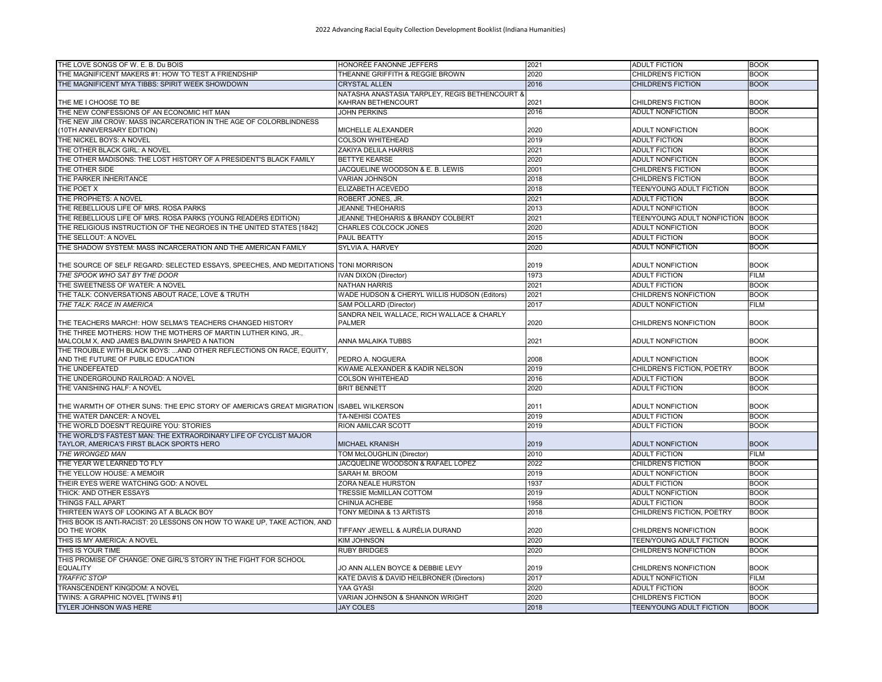| | | | | |
|---|---|---|---|---|
| THE LOVE SONGS OF W. E. B. Du BOIS | HONORÉE FANONNE JEFFERS | 2021 | ADULT FICTION | BOOK |
| THE MAGNIFICENT MAKERS #1: HOW TO TEST A FRIENDSHIP | THEANNE GRIFFITH & REGGIE BROWN | 2020 | CHILDREN'S FICTION | BOOK |
| THE MAGNIFICENT MYA TIBBS: SPIRIT WEEK SHOWDOWN | CRYSTAL ALLEN | 2016 | CHILDREN'S FICTION | BOOK |
| THE ME I CHOOSE TO BE | NATASHA ANASTASIA TARPLEY, REGIS BETHENCOURT & KAHRAN BETHENCOURT | 2021 | CHILDREN'S FICTION | BOOK |
| THE NEW CONFESSIONS OF AN ECONOMIC HIT MAN | JOHN PERKINS | 2016 | ADULT NONFICTION | BOOK |
| THE NEW JIM CROW: MASS INCARCERATION IN THE AGE OF COLORBLINDNESS (10TH ANNIVERSARY EDITION) | MICHELLE ALEXANDER | 2020 | ADULT NONFICTION | BOOK |
| THE NICKEL BOYS: A NOVEL | COLSON WHITEHEAD | 2019 | ADULT FICTION | BOOK |
| THE OTHER BLACK GIRL: A NOVEL | ZAKIYA DELILA HARRIS | 2021 | ADULT FICTION | BOOK |
| THE OTHER MADISONS: THE LOST HISTORY OF A PRESIDENT'S BLACK FAMILY | BETTYE KEARSE | 2020 | ADULT NONFICTION | BOOK |
| THE OTHER SIDE | JACQUELINE WOODSON & E. B. LEWIS | 2001 | CHILDREN'S FICTION | BOOK |
| THE PARKER INHERITANCE | VARIAN JOHNSON | 2018 | CHILDREN'S FICTION | BOOK |
| THE POET X | ELIZABETH ACEVEDO | 2018 | TEEN/YOUNG ADULT FICTION | BOOK |
| THE PROPHETS: A NOVEL | ROBERT JONES, JR. | 2021 | ADULT FICTION | BOOK |
| THE REBELLIOUS LIFE OF MRS. ROSA PARKS | JEANNE THEOHARIS | 2013 | ADULT NONFICTION | BOOK |
| THE REBELLIOUS LIFE OF MRS. ROSA PARKS (YOUNG READERS EDITION) | JEANNE THEOHARIS & BRANDY COLBERT | 2021 | TEEN/YOUNG ADULT NONFICTION | BOOK |
| THE RELIGIOUS INSTRUCTION OF THE NEGROES IN THE UNITED STATES [1842] | CHARLES COLCOCK JONES | 2020 | ADULT NONFICTION | BOOK |
| THE SELLOUT: A NOVEL | PAUL BEATTY | 2015 | ADULT FICTION | BOOK |
| THE SHADOW SYSTEM: MASS INCARCERATION AND THE AMERICAN FAMILY | SYLVIA A. HARVEY | 2020 | ADULT NONFICTION | BOOK |
| THE SOURCE OF SELF REGARD: SELECTED ESSAYS, SPEECHES, AND MEDITATIONS | TONI MORRISON | 2019 | ADULT NONFICTION | BOOK |
| *THE SPOOK WHO SAT BY THE DOOR* | IVAN DIXON (Director) | 1973 | ADULT FICTION | FILM |
| THE SWEETNESS OF WATER: A NOVEL | NATHAN HARRIS | 2021 | ADULT FICTION | BOOK |
| THE TALK: CONVERSATIONS ABOUT RACE, LOVE & TRUTH | WADE HUDSON & CHERYL WILLIS HUDSON (Editors) | 2021 | CHILDREN'S NONFICTION | BOOK |
| *THE TALK: RACE IN AMERICA* | SAM POLLARD (Director) | 2017 | ADULT NONFICTION | FILM |
| THE TEACHERS MARCH!: HOW SELMA'S TEACHERS CHANGED HISTORY | SANDRA NEIL WALLACE, RICH WALLACE & CHARLY PALMER | 2020 | CHILDREN'S NONFICTION | BOOK |
| THE THREE MOTHERS: HOW THE MOTHERS OF MARTIN LUTHER KING, JR., MALCOLM X, AND JAMES BALDWIN SHAPED A NATION | ANNA MALAIKA TUBBS | 2021 | ADULT NONFICTION | BOOK |
| THE TROUBLE WITH BLACK BOYS: ...AND OTHER REFLECTIONS ON RACE, EQUITY, AND THE FUTURE OF PUBLIC EDUCATION | PEDRO A. NOGUERA | 2008 | ADULT NONFICTION | BOOK |
| THE UNDEFEATED | KWAME ALEXANDER & KADIR NELSON | 2019 | CHILDREN'S FICTION, POETRY | BOOK |
| THE UNDERGROUND RAILROAD: A NOVEL | COLSON WHITEHEAD | 2016 | ADULT FICTION | BOOK |
| THE VANISHING HALF: A NOVEL | BRIT BENNETT | 2020 | ADULT FICTION | BOOK |
| THE WARMTH OF OTHER SUNS: THE EPIC STORY OF AMERICA'S GREAT MIGRATION | ISABEL WILKERSON | 2011 | ADULT NONFICTION | BOOK |
| THE WATER DANCER: A NOVEL | TA-NEHISI COATES | 2019 | ADULT FICTION | BOOK |
| THE WORLD DOESN'T REQUIRE YOU: STORIES | RION AMILCAR SCOTT | 2019 | ADULT FICTION | BOOK |
| THE WORLD'S FASTEST MAN: THE EXTRAORDINARY LIFE OF CYCLIST MAJOR TAYLOR, AMERICA'S FIRST BLACK SPORTS HERO | MICHAEL KRANISH | 2019 | ADULT NONFICTION | BOOK |
| *THE WRONGED MAN* | TOM McLOUGHLIN (Director) | 2010 | ADULT FICTION | FILM |
| THE YEAR WE LEARNED TO FLY | JACQUELINE WOODSON & RAFAEL LÓPEZ | 2022 | CHILDREN'S FICTION | BOOK |
| THE YELLOW HOUSE: A MEMOIR | SARAH M. BROOM | 2019 | ADULT NONFICTION | BOOK |
| THEIR EYES WERE WATCHING GOD: A NOVEL | ZORA NEALE HURSTON | 1937 | ADULT FICTION | BOOK |
| THICK: AND OTHER ESSAYS | TRESSIE McMILLAN COTTOM | 2019 | ADULT NONFICTION | BOOK |
| THINGS FALL APART | CHINUA ACHEBE | 1958 | ADULT FICTION | BOOK |
| THIRTEEN WAYS OF LOOKING AT A BLACK BOY | TONY MEDINA & 13 ARTISTS | 2018 | CHILDREN'S FICTION, POETRY | BOOK |
| THIS BOOK IS ANTI-RACIST: 20 LESSONS ON HOW TO WAKE UP, TAKE ACTION, AND DO THE WORK | TIFFANY JEWELL & AURÉLIA DURAND | 2020 | CHILDREN'S NONFICTION | BOOK |
| THIS IS MY AMERICA: A NOVEL | KIM JOHNSON | 2020 | TEEN/YOUNG ADULT FICTION | BOOK |
| THIS IS YOUR TIME | RUBY BRIDGES | 2020 | CHILDREN'S NONFICTION | BOOK |
| THIS PROMISE OF CHANGE: ONE GIRL'S STORY IN THE FIGHT FOR SCHOOL EQUALITY | JO ANN ALLEN BOYCE & DEBBIE LEVY | 2019 | CHILDREN'S NONFICTION | BOOK |
| *TRAFFIC STOP* | KATE DAVIS & DAVID HEILBRONER (Directors) | 2017 | ADULT NONFICTION | FILM |
| TRANSCENDENT KINGDOM: A NOVEL | YAA GYASI | 2020 | ADULT FICTION | BOOK |
| TWINS: A GRAPHIC NOVEL [TWINS #1] | VARIAN JOHNSON & SHANNON WRIGHT | 2020 | CHILDREN'S FICTION | BOOK |
| TYLER JOHNSON WAS HERE | JAY COLES | 2018 | TEEN/YOUNG ADULT FICTION | BOOK |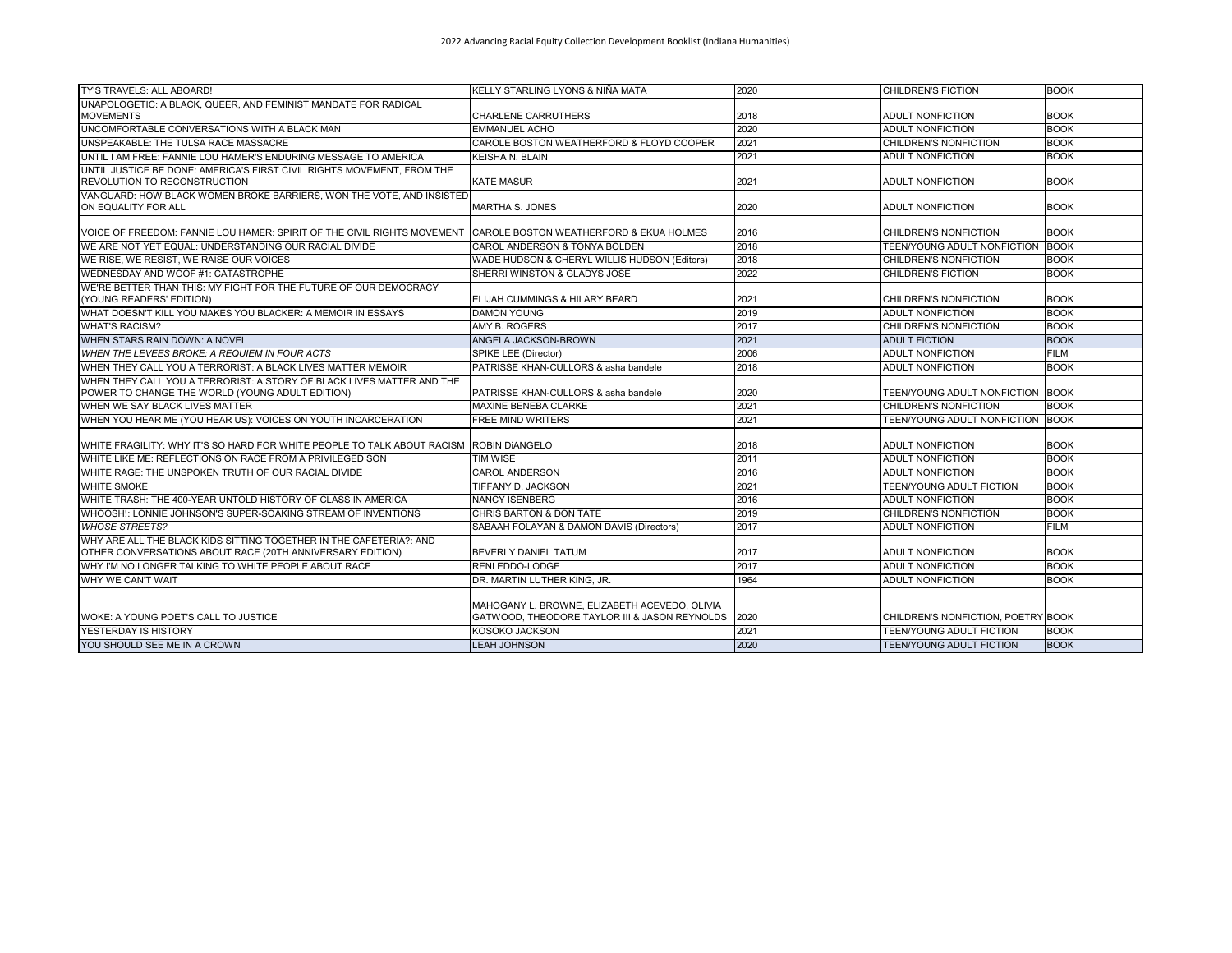| | | | | |
|---|---|---|---|---|
| TY'S TRAVELS: ALL ABOARD! | KELLY STARLING LYONS & NIÑA MATA | 2020 | CHILDREN'S FICTION | BOOK |
| UNAPOLOGETIC: A BLACK, QUEER, AND FEMINIST MANDATE FOR RADICAL MOVEMENTS | CHARLENE CARRUTHERS | 2018 | ADULT NONFICTION | BOOK |
| UNCOMFORTABLE CONVERSATIONS WITH A BLACK MAN | EMMANUEL ACHO | 2020 | ADULT NONFICTION | BOOK |
| UNSPEAKABLE: THE TULSA RACE MASSACRE | CAROLE BOSTON WEATHERFORD & FLOYD COOPER | 2021 | CHILDREN'S NONFICTION | BOOK |
| UNTIL I AM FREE: FANNIE LOU HAMER'S ENDURING MESSAGE TO AMERICA | KEISHA N. BLAIN | 2021 | ADULT NONFICTION | BOOK |
| UNTIL JUSTICE BE DONE: AMERICA'S FIRST CIVIL RIGHTS MOVEMENT, FROM THE REVOLUTION TO RECONSTRUCTION | KATE MASUR | 2021 | ADULT NONFICTION | BOOK |
| VANGUARD: HOW BLACK WOMEN BROKE BARRIERS, WON THE VOTE, AND INSISTED ON EQUALITY FOR ALL | MARTHA S. JONES | 2020 | ADULT NONFICTION | BOOK |
| VOICE OF FREEDOM: FANNIE LOU HAMER: SPIRIT OF THE CIVIL RIGHTS MOVEMENT | CAROLE BOSTON WEATHERFORD & EKUA HOLMES | 2016 | CHILDREN'S NONFICTION | BOOK |
| WE ARE NOT YET EQUAL: UNDERSTANDING OUR RACIAL DIVIDE | CAROL ANDERSON & TONYA BOLDEN | 2018 | TEEN/YOUNG ADULT NONFICTION | BOOK |
| WE RISE, WE RESIST, WE RAISE OUR VOICES | WADE HUDSON & CHERYL WILLIS HUDSON (Editors) | 2018 | CHILDREN'S NONFICTION | BOOK |
| WEDNESDAY AND WOOF #1: CATASTROPHE | SHERRI WINSTON & GLADYS JOSE | 2022 | CHILDREN'S FICTION | BOOK |
| WE'RE BETTER THAN THIS: MY FIGHT FOR THE FUTURE OF OUR DEMOCRACY (YOUNG READERS' EDITION) | ELIJAH CUMMINGS & HILARY BEARD | 2021 | CHILDREN'S NONFICTION | BOOK |
| WHAT DOESN'T KILL YOU MAKES YOU BLACKER: A MEMOIR IN ESSAYS | DAMON YOUNG | 2019 | ADULT NONFICTION | BOOK |
| WHAT'S RACISM? | AMY B. ROGERS | 2017 | CHILDREN'S NONFICTION | BOOK |
| WHEN STARS RAIN DOWN: A NOVEL | ANGELA JACKSON-BROWN | 2021 | ADULT FICTION | BOOK |
| *WHEN THE LEVEES BROKE: A REQUIEM IN FOUR ACTS* | SPIKE LEE (Director) | 2006 | ADULT NONFICTION | FILM |
| WHEN THEY CALL YOU A TERRORIST: A BLACK LIVES MATTER MEMOIR | PATRISSE KHAN-CULLORS & asha bandele | 2018 | ADULT NONFICTION | BOOK |
| WHEN THEY CALL YOU A TERRORIST: A STORY OF BLACK LIVES MATTER AND THE POWER TO CHANGE THE WORLD (YOUNG ADULT EDITION) | PATRISSE KHAN-CULLORS & asha bandele | 2020 | TEEN/YOUNG ADULT NONFICTION | BOOK |
| WHEN WE SAY BLACK LIVES MATTER | MAXINE BENEBA CLARKE | 2021 | CHILDREN'S NONFICTION | BOOK |
| WHEN YOU HEAR ME (YOU HEAR US): VOICES ON YOUTH INCARCERATION | FREE MIND WRITERS | 2021 | TEEN/YOUNG ADULT NONFICTION | BOOK |
| WHITE FRAGILITY: WHY IT'S SO HARD FOR WHITE PEOPLE TO TALK ABOUT RACISM | ROBIN DiANGELO | 2018 | ADULT NONFICTION | BOOK |
| WHITE LIKE ME: REFLECTIONS ON RACE FROM A PRIVILEGED SON | TIM WISE | 2011 | ADULT NONFICTION | BOOK |
| WHITE RAGE: THE UNSPOKEN TRUTH OF OUR RACIAL DIVIDE | CAROL ANDERSON | 2016 | ADULT NONFICTION | BOOK |
| WHITE SMOKE | TIFFANY D. JACKSON | 2021 | TEEN/YOUNG ADULT FICTION | BOOK |
| WHITE TRASH: THE 400-YEAR UNTOLD HISTORY OF CLASS IN AMERICA | NANCY ISENBERG | 2016 | ADULT NONFICTION | BOOK |
| WHOOSH!: LONNIE JOHNSON'S SUPER-SOAKING STREAM OF INVENTIONS | CHRIS BARTON & DON TATE | 2019 | CHILDREN'S NONFICTION | BOOK |
| *WHOSE STREETS?* | SABAAH FOLAYAN & DAMON DAVIS (Directors) | 2017 | ADULT NONFICTION | FILM |
| WHY ARE ALL THE BLACK KIDS SITTING TOGETHER IN THE CAFETERIA?: AND OTHER CONVERSATIONS ABOUT RACE (20TH ANNIVERSARY EDITION) | BEVERLY DANIEL TATUM | 2017 | ADULT NONFICTION | BOOK |
| WHY I'M NO LONGER TALKING TO WHITE PEOPLE ABOUT RACE | RENI EDDO-LODGE | 2017 | ADULT NONFICTION | BOOK |
| WHY WE CAN'T WAIT | DR. MARTIN LUTHER KING, JR. | 1964 | ADULT NONFICTION | BOOK |
| WOKE: A YOUNG POET'S CALL TO JUSTICE | MAHOGANY L. BROWNE, ELIZABETH ACEVEDO, OLIVIA GATWOOD, THEODORE TAYLOR III & JASON REYNOLDS | 2020 | CHILDREN'S NONFICTION, POETRY | BOOK |
| YESTERDAY IS HISTORY | KOSOKO JACKSON | 2021 | TEEN/YOUNG ADULT FICTION | BOOK |
| YOU SHOULD SEE ME IN A CROWN | LEAH JOHNSON | 2020 | TEEN/YOUNG ADULT FICTION | BOOK |